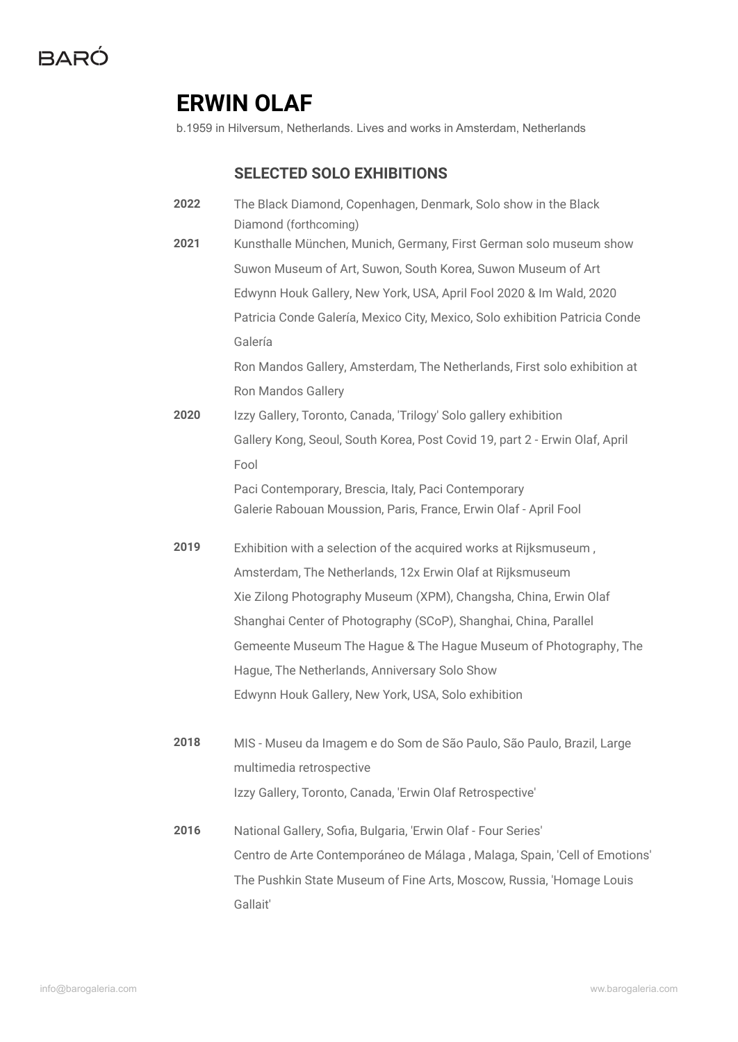# ERWIN OLAF

b.1959 in Hilversum, Netherlands. Lives and works in Amsterdam, Netherlands

## SELECTED SOLO EXHIBITIONS

**2022**
The Black Diamond, Copenhagen, Denmark, Solo show in the Black Diamond (forthcoming)

**2021**
Kunsthalle München, Munich, Germany, First German solo museum show
Suwon Museum of Art, Suwon, South Korea, Suwon Museum of Art
Edwynn Houk Gallery, New York, USA, April Fool 2020 & Im Wald, 2020
Patricia Conde Galería, Mexico City, Mexico, Solo exhibition Patricia Conde Galería
Ron Mandos Gallery, Amsterdam, The Netherlands, First solo exhibition at Ron Mandos Gallery

**2020**
Izzy Gallery, Toronto, Canada, 'Trilogy' Solo gallery exhibition
Gallery Kong, Seoul, South Korea, Post Covid 19, part 2 - Erwin Olaf, April Fool
Paci Contemporary, Brescia, Italy, Paci Contemporary
Galerie Rabouan Moussion, Paris, France, Erwin Olaf - April Fool

**2019**
Exhibition with a selection of the acquired works at Rijksmuseum , Amsterdam, The Netherlands, 12x Erwin Olaf at Rijksmuseum
Xie Zilong Photography Museum (XPM), Changsha, China, Erwin Olaf
Shanghai Center of Photography (SCoP), Shanghai, China, Parallel
Gemeente Museum The Hague & The Hague Museum of Photography, The Hague, The Netherlands, Anniversary Solo Show
Edwynn Houk Gallery, New York, USA, Solo exhibition

**2018**
MIS - Museu da Imagem e do Som de São Paulo, São Paulo, Brazil, Large multimedia retrospective
Izzy Gallery, Toronto, Canada, 'Erwin Olaf Retrospective'

**2016**
National Gallery, Sofia, Bulgaria, 'Erwin Olaf - Four Series'
Centro de Arte Contemporáneo de Málaga , Malaga, Spain, 'Cell of Emotions'
The Pushkin State Museum of Fine Arts, Moscow, Russia, 'Homage Louis Gallait'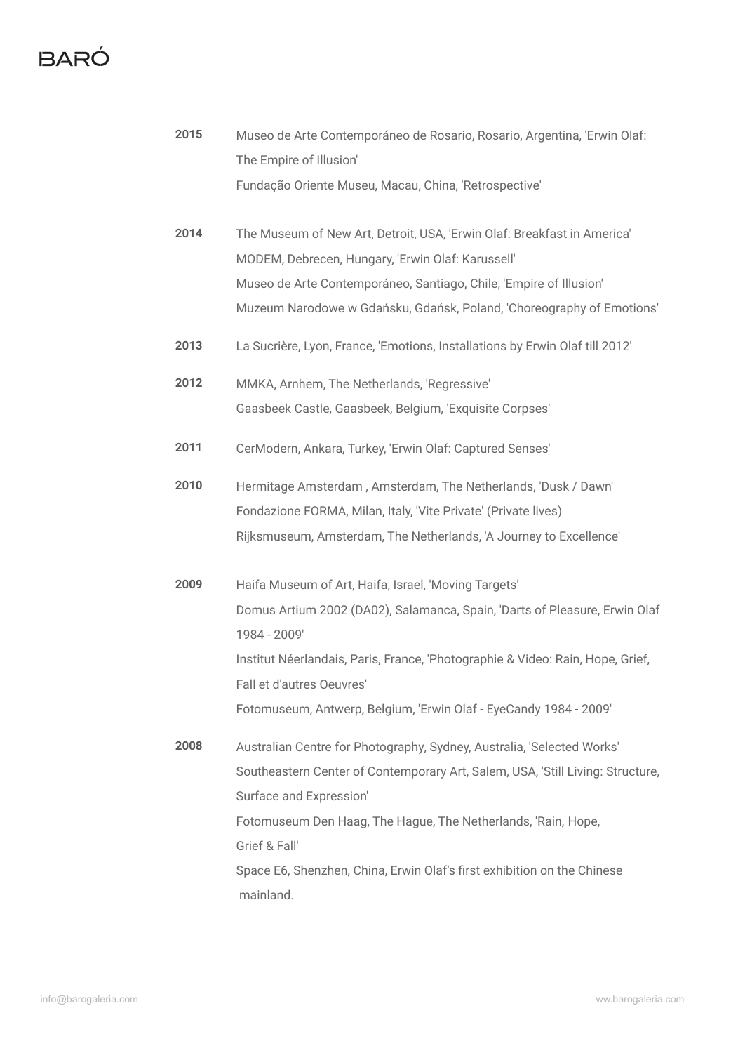**2015** Museo de Arte Contemporáneo de Rosario, Rosario, Argentina, 'Erwin Olaf: The Empire of Illusion'
Fundação Oriente Museu, Macau, China, 'Retrospective'

**2014** The Museum of New Art, Detroit, USA, 'Erwin Olaf: Breakfast in America'
MODEM, Debrecen, Hungary, 'Erwin Olaf: Karussell'
Museo de Arte Contemporáneo, Santiago, Chile, 'Empire of Illusion'
Muzeum Narodowe w Gdańsku, Gdańsk, Poland, 'Choreography of Emotions'

**2013** La Sucrière, Lyon, France, 'Emotions, Installations by Erwin Olaf till 2012'

**2012** MMKA, Arnhem, The Netherlands, 'Regressive'
Gaasbeek Castle, Gaasbeek, Belgium, 'Exquisite Corpses'

**2011** CerModern, Ankara, Turkey, 'Erwin Olaf: Captured Senses'

**2010** Hermitage Amsterdam , Amsterdam, The Netherlands, 'Dusk / Dawn'
Fondazione FORMA, Milan, Italy, 'Vite Private' (Private lives)
Rijksmuseum, Amsterdam, The Netherlands, 'A Journey to Excellence'

**2009** Haifa Museum of Art, Haifa, Israel, 'Moving Targets'
Domus Artium 2002 (DA02), Salamanca, Spain, 'Darts of Pleasure, Erwin Olaf 1984 - 2009'
Institut Néerlandais, Paris, France, 'Photographie & Video: Rain, Hope, Grief, Fall et d'autres Oeuvres'
Fotomuseum, Antwerp, Belgium, 'Erwin Olaf - EyeCandy 1984 - 2009'

**2008** Australian Centre for Photography, Sydney, Australia, 'Selected Works'
Southeastern Center of Contemporary Art, Salem, USA, 'Still Living: Structure, Surface and Expression'
Fotomuseum Den Haag, The Hague, The Netherlands, 'Rain, Hope, Grief & Fall'
Space E6, Shenzhen, China, Erwin Olaf's first exhibition on the Chinese mainland.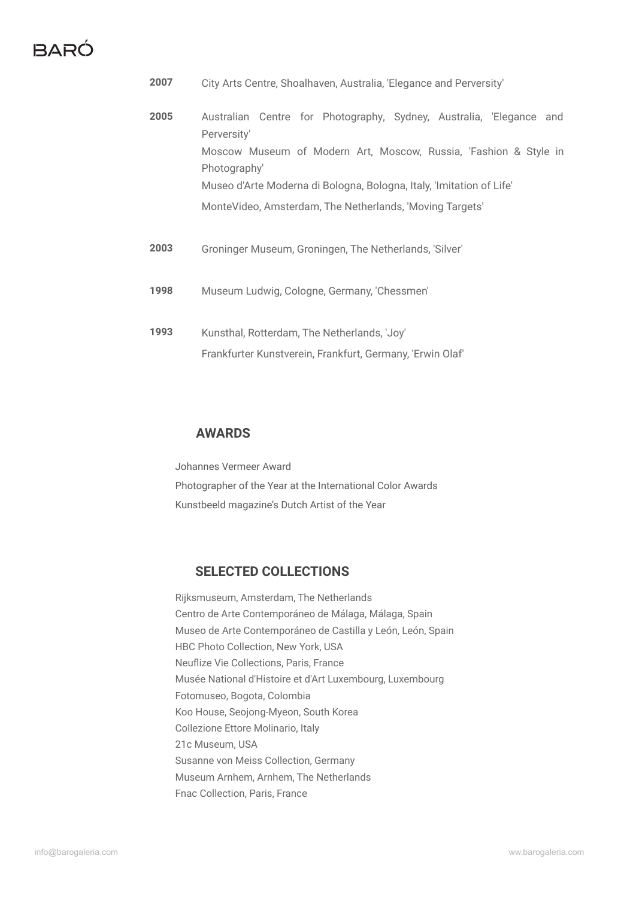**2007** City Arts Centre, Shoalhaven, Australia, 'Elegance and Perversity'

**2005** Australian Centre for Photography, Sydney, Australia, 'Elegance and Perversity'
Moscow Museum of Modern Art, Moscow, Russia, 'Fashion & Style in Photography'
Museo d'Arte Moderna di Bologna, Bologna, Italy, 'Imitation of Life'
MonteVideo, Amsterdam, The Netherlands, 'Moving Targets'

**2003** Groninger Museum, Groningen, The Netherlands, 'Silver'

**1998** Museum Ludwig, Cologne, Germany, 'Chessmen'

**1993** Kunsthal, Rotterdam, The Netherlands, 'Joy'
Frankfurter Kunstverein, Frankfurt, Germany, 'Erwin Olaf'

## AWARDS

Johannes Vermeer Award
Photographer of the Year at the International Color Awards
Kunstbeeld magazine's Dutch Artist of the Year

## SELECTED COLLECTIONS

Rijksmuseum, Amsterdam, The Netherlands
Centro de Arte Contemporáneo de Málaga, Málaga, Spain
Museo de Arte Contemporáneo de Castilla y León, León, Spain
HBC Photo Collection, New York, USA
Neuflize Vie Collections, Paris, France
Musée National d'Histoire et d'Art Luxembourg, Luxembourg
Fotomuseo, Bogota, Colombia
Koo House, Seojong-Myeon, South Korea
Collezione Ettore Molinario, Italy
21c Museum, USA
Susanne von Meiss Collection, Germany
Museum Arnhem, Arnhem, The Netherlands
Fnac Collection, Paris, France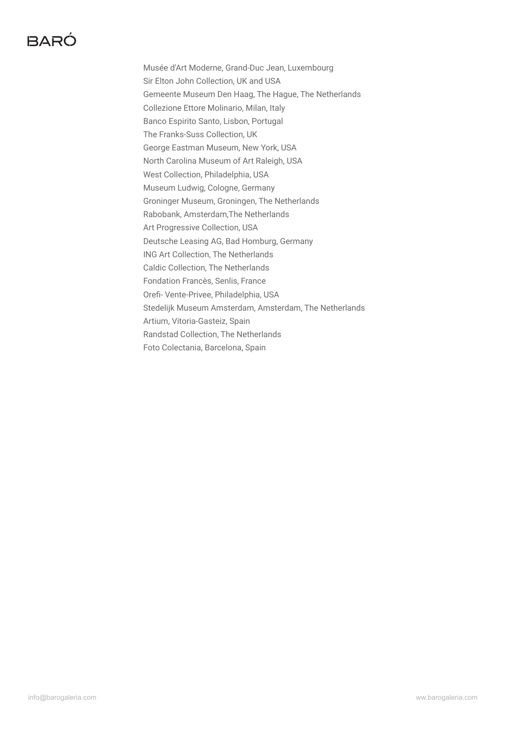Musée d'Art Moderne, Grand-Duc Jean, Luxembourg
Sir Elton John Collection, UK and USA
Gemeente Museum Den Haag, The Hague, The Netherlands
Collezione Ettore Molinario, Milan, Italy
Banco Espirito Santo, Lisbon, Portugal
The Franks-Suss Collection, UK
George Eastman Museum, New York, USA
North Carolina Museum of Art Raleigh, USA
West Collection, Philadelphia, USA
Museum Ludwig, Cologne, Germany
Groninger Museum, Groningen, The Netherlands
Rabobank, Amsterdam,The Netherlands
Art Progressive Collection, USA
Deutsche Leasing AG, Bad Homburg, Germany
ING Art Collection, The Netherlands
Caldic Collection, The Netherlands
Fondation Francès, Senlis, France
Orefi- Vente-Privee, Philadelphia, USA
Stedelijk Museum Amsterdam, Amsterdam, The Netherlands
Artium, Vitoria-Gasteiz, Spain
Randstad Collection, The Netherlands
Foto Colectania, Barcelona, Spain